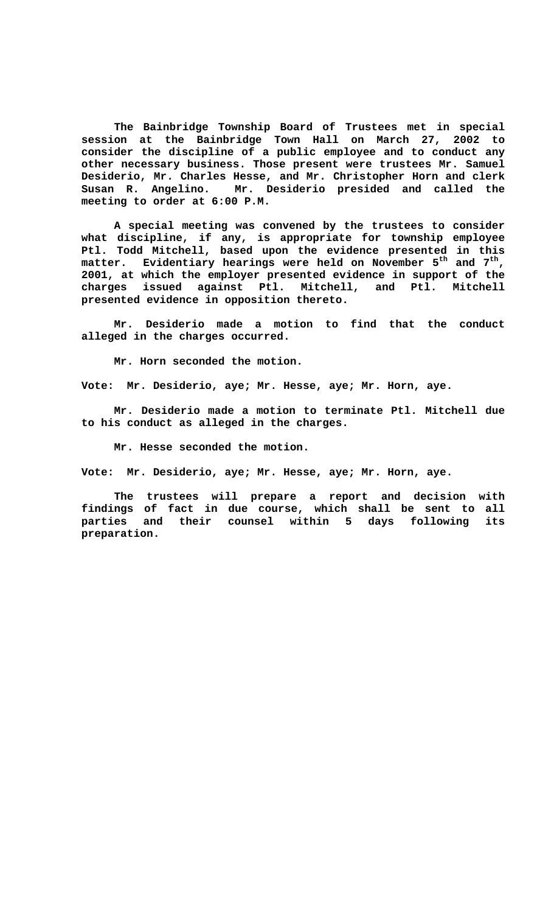**The Bainbridge Township Board of Trustees met in special session at the Bainbridge Town Hall on March 27, 2002 to consider the discipline of a public employee and to conduct any other necessary business. Those present were trustees Mr. Samuel Desiderio, Mr. Charles Hesse, and Mr. Christopher Horn and clerk Susan R. Angelino. Mr. Desiderio presided and called the meeting to order at 6:00 P.M.**

**A special meeting was convened by the trustees to consider what discipline, if any, is appropriate for township employee Ptl. Todd Mitchell, based upon the evidence presented in this matter. Evidentiary hearings were held on November 5th and 7th, 2001, at which the employer presented evidence in support of the charges issued against Ptl. Mitchell, and Ptl. Mitchell presented evidence in opposition thereto.**

**Mr. Desiderio made a motion to find that the conduct alleged in the charges occurred.**

**Mr. Horn seconded the motion.**

**Vote: Mr. Desiderio, aye; Mr. Hesse, aye; Mr. Horn, aye.**

**Mr. Desiderio made a motion to terminate Ptl. Mitchell due to his conduct as alleged in the charges.**

**Mr. Hesse seconded the motion.**

**Vote: Mr. Desiderio, aye; Mr. Hesse, aye; Mr. Horn, aye.**

**The trustees will prepare a report and decision with findings of fact in due course, which shall be sent to all parties and their counsel within 5 days following its preparation.**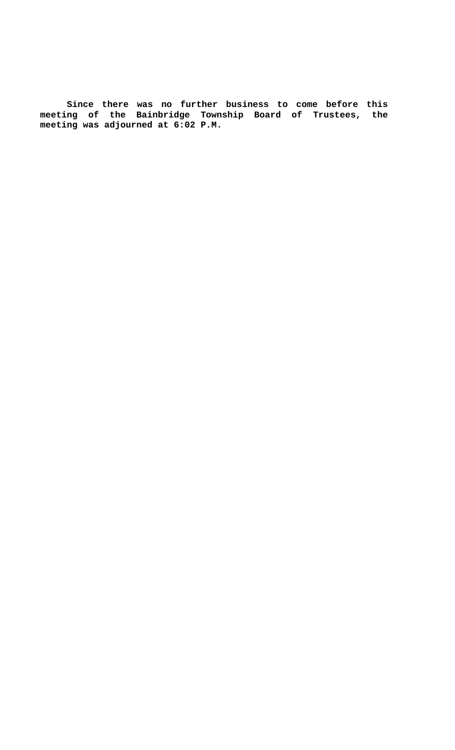**Since there was no further business to come before this meeting of the Bainbridge Township Board of Trustees, the meeting was adjourned at 6:02 P.M.**